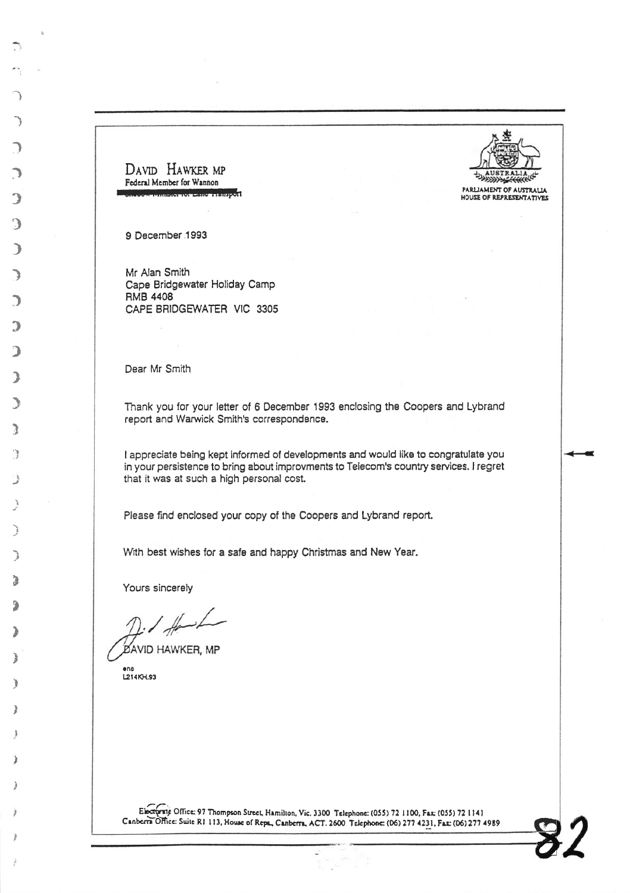DAVID HAWKER MP
Federal Member for Wannon

PARLIAMENT OF AUSTRALIA
HOUSE OF REPRESENTATIVES

9 December 1993

Mr Alan Smith
Cape Bridgewater Holiday Camp
RMB 4408
CAPE BRIDGEWATER VIC 3305

Dear Mr Smith

Thank you for your letter of 6 December 1993 enclosing the Coopers and Lybrand report and Warwick Smith's correspondence.

I appreciate being kept informed of developments and would like to congratulate you in your persistence to bring about improvments to Telecom's country services. I regret that it was at such a high personal cost.

Please find enclosed your copy of the Coopers and Lybrand report.

With best wishes for a safe and happy Christmas and New Year.

Yours sincerely

DAVID HAWKER, MP

enc
L214KH.93

Electorate Office: 97 Thompson Street, Hamilton, Vic. 3300 Telephone: (055) 72 1100, Fax: (055) 72 1141
Canberra Office: Suite R1 113, House of Reps., Canberra, ACT. 2600 Telephone: (06) 277 4231, Fax: (06) 277 4989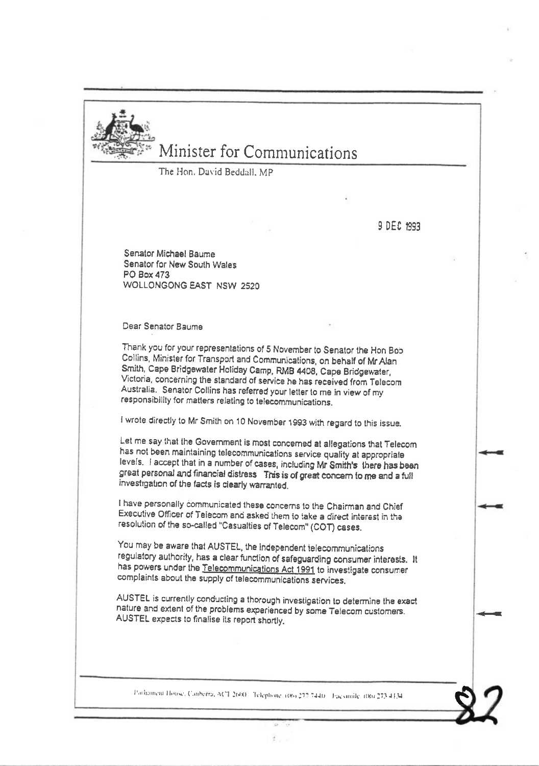# Minister for Communications

The Hon. David Beddall, MP

9 DEC 1993

Senator Michael Baume
Senator for New South Wales
PO Box 473
WOLLONGONG EAST NSW 2520

Dear Senator Baume

Thank you for your representations of 5 November to Senator the Hon Bob Collins, Minister for Transport and Communications, on behalf of Mr Alan Smith, Cape Bridgewater Holiday Camp, RMB 4408, Cape Bridgewater, Victoria, concerning the standard of service he has received from Telecom Australia. Senator Collins has referred your letter to me in view of my responsibility for matters relating to telecommunications.

I wrote directly to Mr Smith on 10 November 1993 with regard to this issue.

Let me say that the Government is most concerned at allegations that Telecom has not been maintaining telecommunications service quality at appropriate levels. I accept that in a number of cases, including Mr Smith's there has been great personal and financial distress. This is of great concern to me and a full investigation of the facts is clearly warranted.

I have personally communicated these concerns to the Chairman and Chief Executive Officer of Telecom and asked them to take a direct interest in the resolution of the so-called "Casualties of Telecom" (COT) cases.

You may be aware that AUSTEL, the independent telecommunications regulatory authority, has a clear function of safeguarding consumer interests. It has powers under the Telecommunications Act 1991 to investigate consumer complaints about the supply of telecommunications services.

AUSTEL is currently conducting a thorough investigation to determine the exact nature and extent of the problems experienced by some Telecom customers. AUSTEL expects to finalise its report shortly.

Parliament House, Canberra, ACT 2600 Telephone (06) 277 7440 Facsimile (06) 273 4134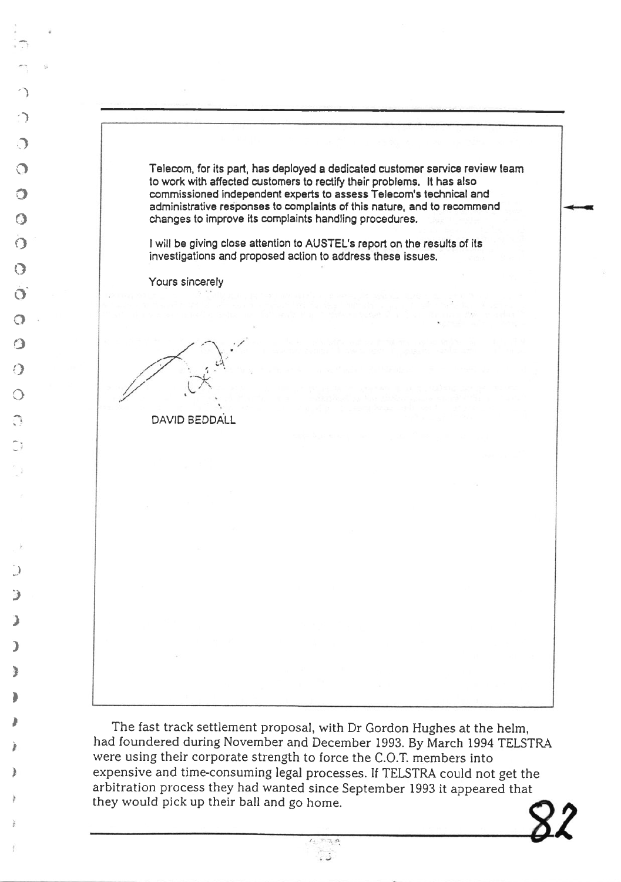Telecom, for its part, has deployed a dedicated customer service review team to work with affected customers to rectify their problems. It has also commissioned independent experts to assess Telecom's technical and administrative responses to complaints of this nature, and to recommend changes to improve its complaints handling procedures.

I will be giving close attention to AUSTEL's report on the results of its investigations and proposed action to address these issues.

Yours sincerely

DAVID BEDDALL

The fast track settlement proposal, with Dr Gordon Hughes at the helm, had foundered during November and December 1993. By March 1994 TELSTRA were using their corporate strength to force the C.O.T. members into expensive and time-consuming legal processes. If TELSTRA could not get the arbitration process they had wanted since September 1993 it appeared that they would pick up their ball and go home.